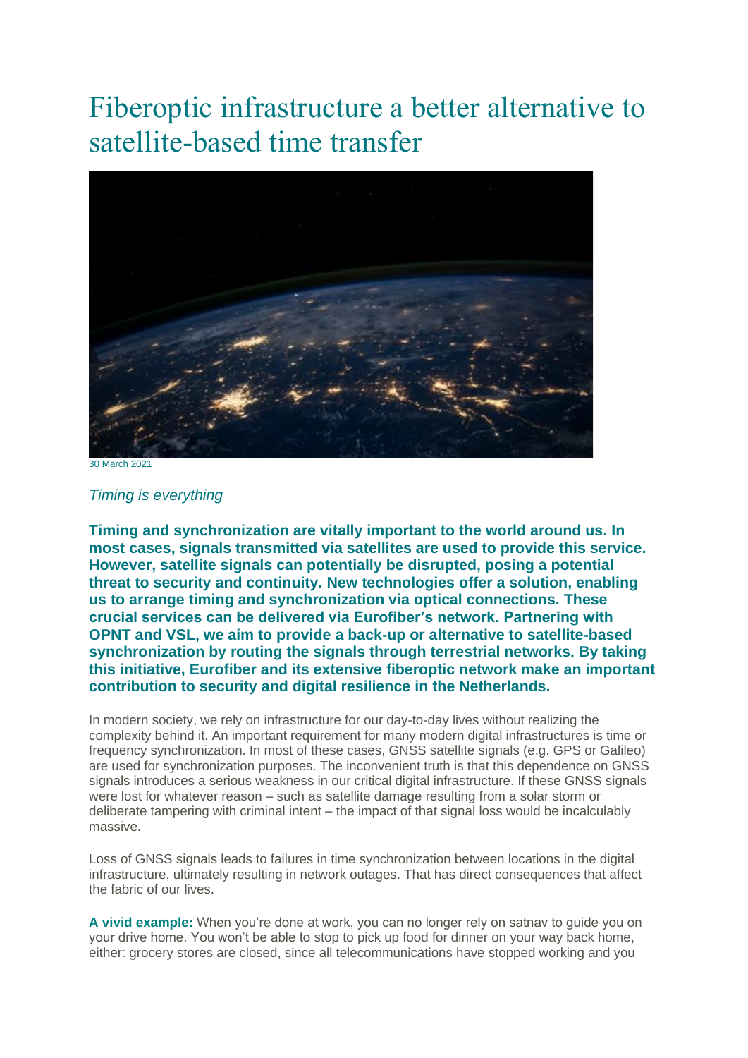# Fiberoptic infrastructure a better alternative to satellite-based time transfer

30 March 2021

*Timing is everything*

**Timing and synchronization are vitally important to the world around us. In most cases, signals transmitted via satellites are used to provide this service. However, satellite signals can potentially be disrupted, posing a potential threat to security and continuity. New technologies offer a solution, enabling us to arrange timing and synchronization via optical connections. These crucial services can be delivered via Eurofiber's network. Partnering with OPNT and VSL, we aim to provide a back-up or alternative to satellite-based synchronization by routing the signals through terrestrial networks. By taking this initiative, Eurofiber and its extensive fiberoptic network make an important contribution to security and digital resilience in the Netherlands.**

In modern society, we rely on infrastructure for our day-to-day lives without realizing the complexity behind it. An important requirement for many modern digital infrastructures is time or frequency synchronization. In most of these cases, GNSS satellite signals (e.g. GPS or Galileo) are used for synchronization purposes. The inconvenient truth is that this dependence on GNSS signals introduces a serious weakness in our critical digital infrastructure. If these GNSS signals were lost for whatever reason – such as satellite damage resulting from a solar storm or deliberate tampering with criminal intent – the impact of that signal loss would be incalculably massive.

Loss of GNSS signals leads to failures in time synchronization between locations in the digital infrastructure, ultimately resulting in network outages. That has direct consequences that affect the fabric of our lives.

**A vivid example:** When you're done at work, you can no longer rely on satnav to guide you on your drive home. You won't be able to stop to pick up food for dinner on your way back home, either: grocery stores are closed, since all telecommunications have stopped working and you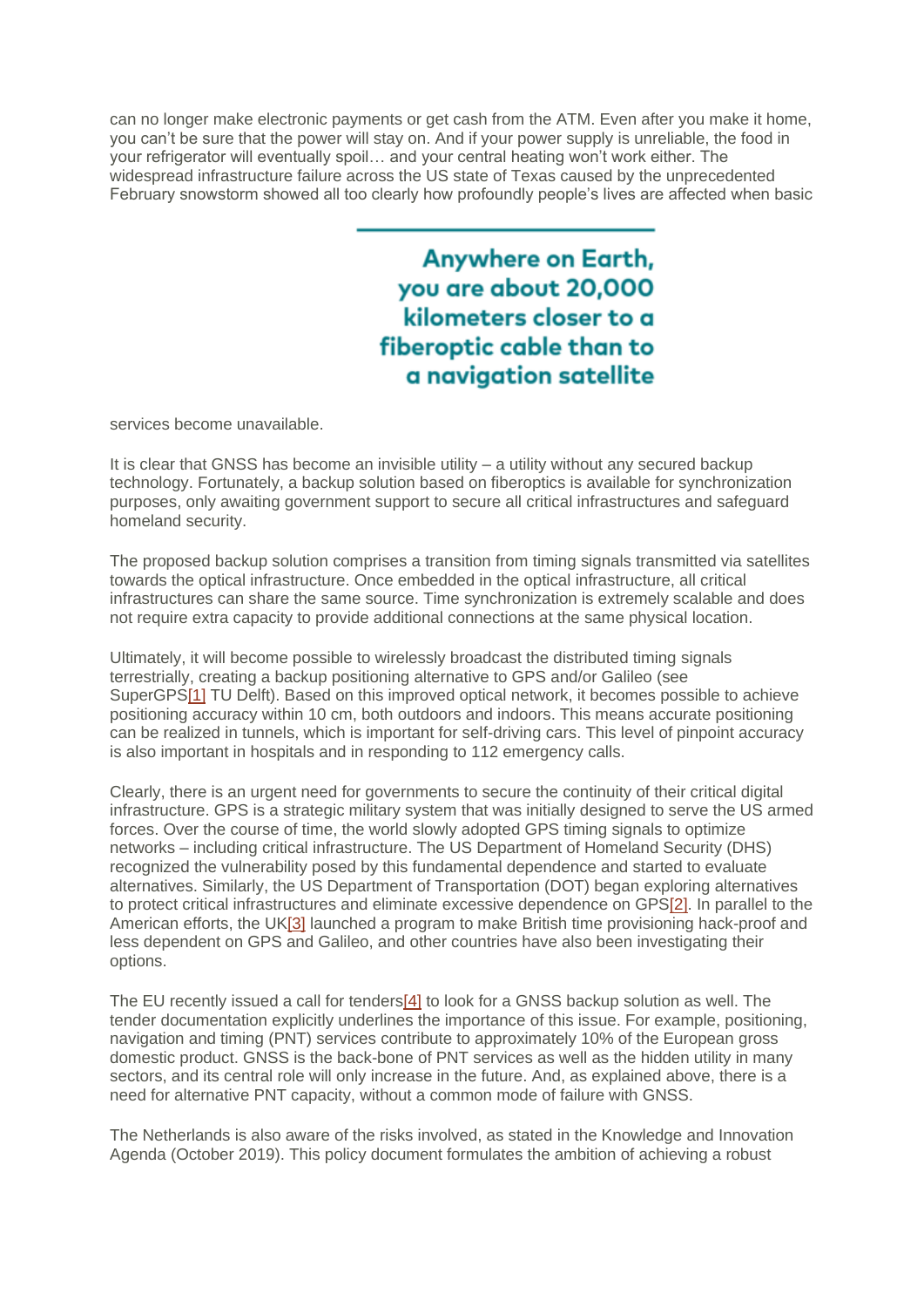can no longer make electronic payments or get cash from the ATM. Even after you make it home, you can't be sure that the power will stay on. And if your power supply is unreliable, the food in your refrigerator will eventually spoil… and your central heating won't work either. The widespread infrastructure failure across the US state of Texas caused by the unprecedented February snowstorm showed all too clearly how profoundly people's lives are affected when basic services become unavailable.

> **Anywhere on Earth, you are about 20,000 kilometers closer to a fiberoptic cable than to a navigation satellite**

It is clear that GNSS has become an invisible utility – a utility without any secured backup technology. Fortunately, a backup solution based on fiberoptics is available for synchronization purposes, only awaiting government support to secure all critical infrastructures and safeguard homeland security.

The proposed backup solution comprises a transition from timing signals transmitted via satellites towards the optical infrastructure. Once embedded in the optical infrastructure, all critical infrastructures can share the same source. Time synchronization is extremely scalable and does not require extra capacity to provide additional connections at the same physical location.

Ultimately, it will become possible to wirelessly broadcast the distributed timing signals terrestrially, creating a backup positioning alternative to GPS and/or Galileo (see SuperGPS[1] TU Delft). Based on this improved optical network, it becomes possible to achieve positioning accuracy within 10 cm, both outdoors and indoors. This means accurate positioning can be realized in tunnels, which is important for self-driving cars. This level of pinpoint accuracy is also important in hospitals and in responding to 112 emergency calls.

Clearly, there is an urgent need for governments to secure the continuity of their critical digital infrastructure. GPS is a strategic military system that was initially designed to serve the US armed forces. Over the course of time, the world slowly adopted GPS timing signals to optimize networks – including critical infrastructure. The US Department of Homeland Security (DHS) recognized the vulnerability posed by this fundamental dependence and started to evaluate alternatives. Similarly, the US Department of Transportation (DOT) began exploring alternatives to protect critical infrastructures and eliminate excessive dependence on GPS[2]. In parallel to the American efforts, the UK[3] launched a program to make British time provisioning hack-proof and less dependent on GPS and Galileo, and other countries have also been investigating their options.

The EU recently issued a call for tenders[4] to look for a GNSS backup solution as well. The tender documentation explicitly underlines the importance of this issue. For example, positioning, navigation and timing (PNT) services contribute to approximately 10% of the European gross domestic product. GNSS is the back-bone of PNT services as well as the hidden utility in many sectors, and its central role will only increase in the future. And, as explained above, there is a need for alternative PNT capacity, without a common mode of failure with GNSS.

The Netherlands is also aware of the risks involved, as stated in the Knowledge and Innovation Agenda (October 2019). This policy document formulates the ambition of achieving a robust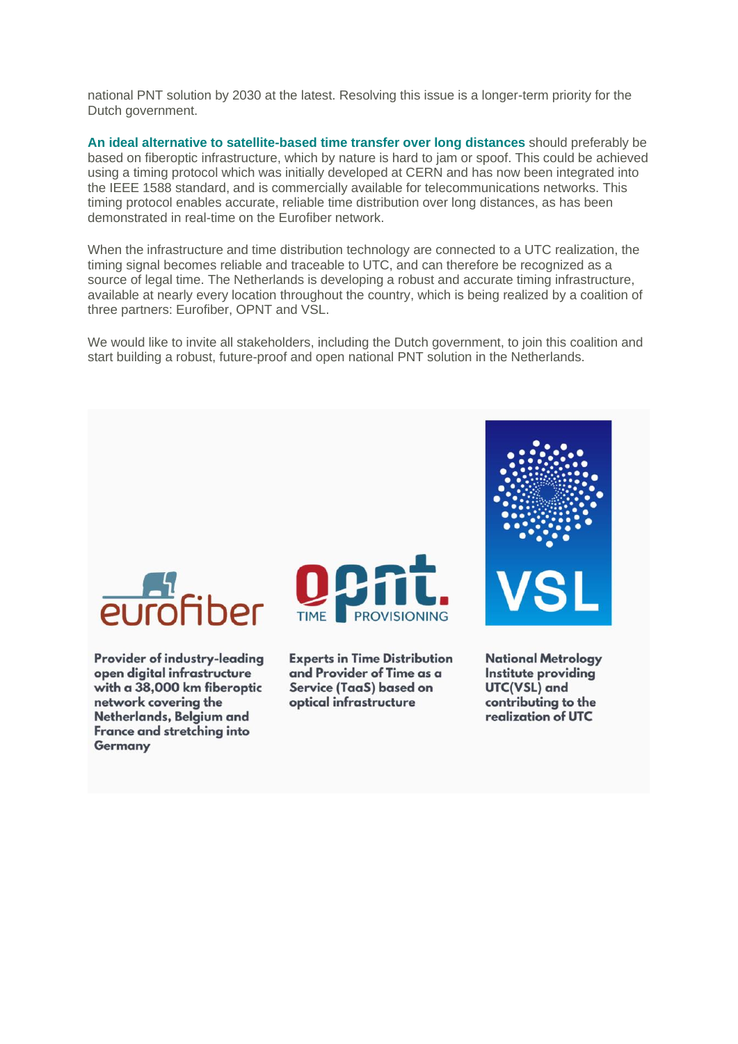national PNT solution by 2030 at the latest. Resolving this issue is a longer-term priority for the Dutch government.

**An ideal alternative to satellite-based time transfer over long distances** should preferably be based on fiberoptic infrastructure, which by nature is hard to jam or spoof. This could be achieved using a timing protocol which was initially developed at CERN and has now been integrated into the IEEE 1588 standard, and is commercially available for telecommunications networks. This timing protocol enables accurate, reliable time distribution over long distances, as has been demonstrated in real-time on the Eurofiber network.

When the infrastructure and time distribution technology are connected to a UTC realization, the timing signal becomes reliable and traceable to UTC, and can therefore be recognized as a source of legal time. The Netherlands is developing a robust and accurate timing infrastructure, available at nearly every location throughout the country, which is being realized by a coalition of three partners: Eurofiber, OPNT and VSL.

We would like to invite all stakeholders, including the Dutch government, to join this coalition and start building a robust, future-proof and open national PNT solution in the Netherlands.

eurofiber

**Provider of industry-leading open digital infrastructure with a 38,000 km fiberoptic network covering the Netherlands, Belgium and France and stretching into Germany**

opnt. TIME PROVISIONING

**Experts in Time Distribution and Provider of Time as a Service (TaaS) based on optical infrastructure**

VSL

**National Metrology Institute providing UTC(VSL) and contributing to the realization of UTC**